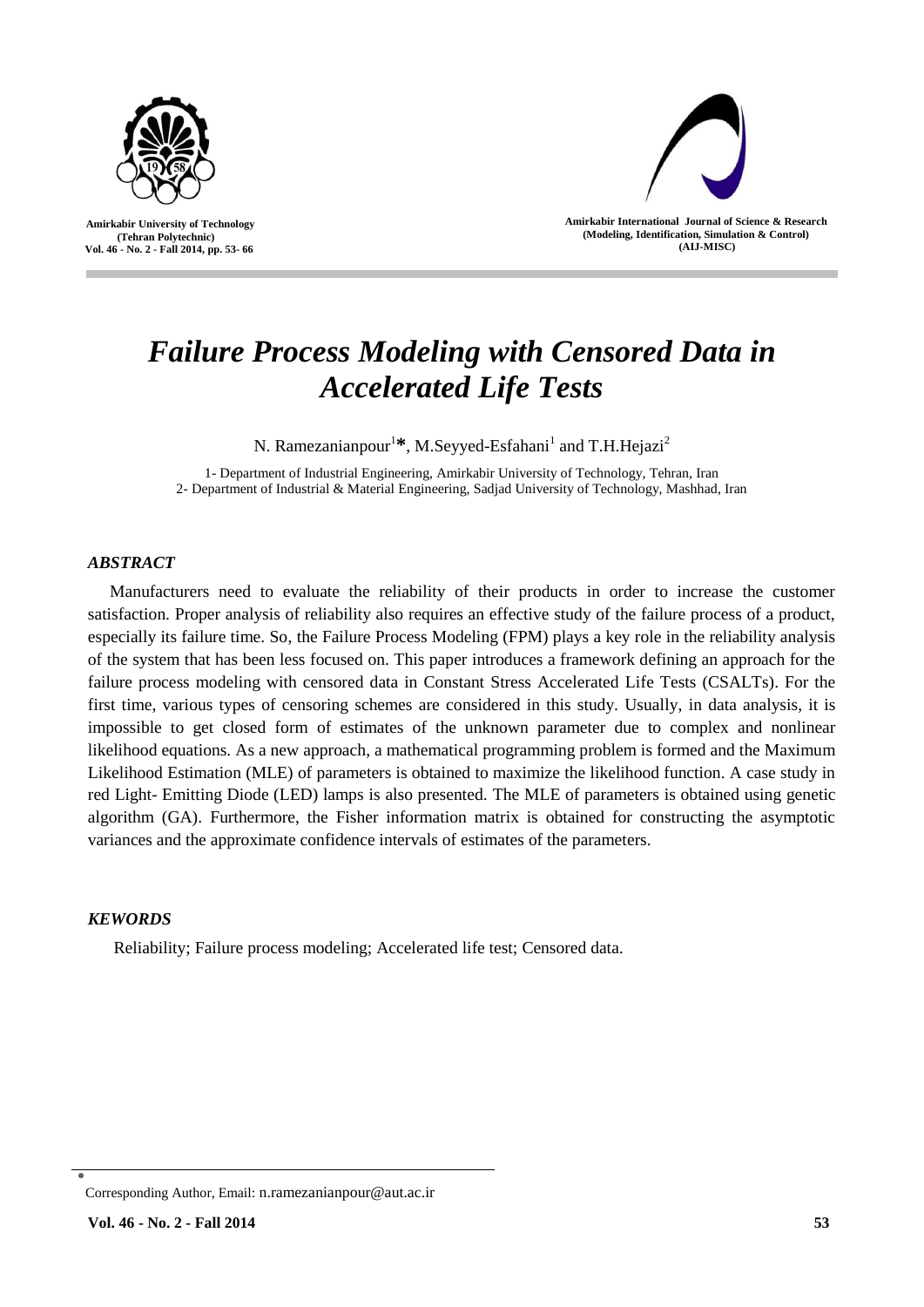# *Failure Process Modeling with Censored Data in Accelerated Life Tests*

N. Ramezanianpour[1]*, M.Seyyed-Esfahani[1] and T.H.Hejazi[2]

1- Department of Industrial Engineering, Amirkabir University of Technology, Tehran, Iran
2- Department of Industrial & Material Engineering, Sadjad University of Technology, Mashhad, Iran

## *ABSTRACT*

Manufacturers need to evaluate the reliability of their products in order to increase the customer satisfaction. Proper analysis of reliability also requires an effective study of the failure process of a product, especially its failure time. So, the Failure Process Modeling (FPM) plays a key role in the reliability analysis of the system that has been less focused on. This paper introduces a framework defining an approach for the failure process modeling with censored data in Constant Stress Accelerated Life Tests (CSALTs). For the first time, various types of censoring schemes are considered in this study. Usually, in data analysis, it is impossible to get closed form of estimates of the unknown parameter due to complex and nonlinear likelihood equations. As a new approach, a mathematical programming problem is formed and the Maximum Likelihood Estimation (MLE) of parameters is obtained to maximize the likelihood function. A case study in red Light- Emitting Diode (LED) lamps is also presented. The MLE of parameters is obtained using genetic algorithm (GA). Furthermore, the Fisher information matrix is obtained for constructing the asymptotic variances and the approximate confidence intervals of estimates of the parameters.

## *KEWORDS*

Reliability; Failure process modeling; Accelerated life test; Censored data.

---

* Corresponding Author, Email: n.ramezanianpour@aut.ac.ir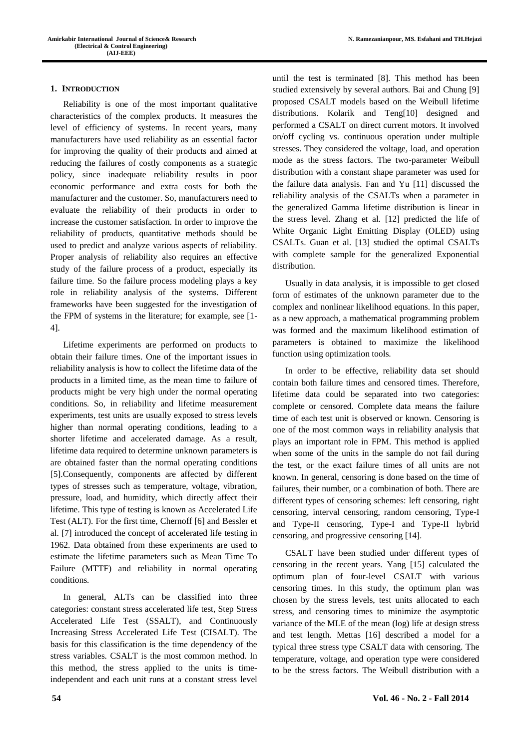## 1. Introduction

Reliability is one of the most important qualitative characteristics of the complex products. It measures the level of efficiency of systems. In recent years, many manufacturers have used reliability as an essential factor for improving the quality of their products and aimed at reducing the failures of costly components as a strategic policy, since inadequate reliability results in poor economic performance and extra costs for both the manufacturer and the customer. So, manufacturers need to evaluate the reliability of their products in order to increase the customer satisfaction. In order to improve the reliability of products, quantitative methods should be used to predict and analyze various aspects of reliability. Proper analysis of reliability also requires an effective study of the failure process of a product, especially its failure time. So the failure process modeling plays a key role in reliability analysis of the systems. Different frameworks have been suggested for the investigation of the FPM of systems in the literature; for example, see [1-4].

Lifetime experiments are performed on products to obtain their failure times. One of the important issues in reliability analysis is how to collect the lifetime data of the products in a limited time, as the mean time to failure of products might be very high under the normal operating conditions. So, in reliability and lifetime measurement experiments, test units are usually exposed to stress levels higher than normal operating conditions, leading to a shorter lifetime and accelerated damage. As a result, lifetime data required to determine unknown parameters is are obtained faster than the normal operating conditions [5].Consequently, components are affected by different types of stresses such as temperature, voltage, vibration, pressure, load, and humidity, which directly affect their lifetime. This type of testing is known as Accelerated Life Test (ALT). For the first time, Chernoff [6] and Bessler et al. [7] introduced the concept of accelerated life testing in 1962. Data obtained from these experiments are used to estimate the lifetime parameters such as Mean Time To Failure (MTTF) and reliability in normal operating conditions.

In general, ALTs can be classified into three categories: constant stress accelerated life test, Step Stress Accelerated Life Test (SSALT), and Continuously Increasing Stress Accelerated Life Test (CISALT). The basis for this classification is the time dependency of the stress variables. CSALT is the most common method. In this method, the stress applied to the units is time-independent and each unit runs at a constant stress level until the test is terminated [8]. This method has been studied extensively by several authors. Bai and Chung [9] proposed CSALT models based on the Weibull lifetime distributions. Kolarik and Teng[10] designed and performed a CSALT on direct current motors. It involved on/off cycling vs. continuous operation under multiple stresses. They considered the voltage, load, and operation mode as the stress factors. The two-parameter Weibull distribution with a constant shape parameter was used for the failure data analysis. Fan and Yu [11] discussed the reliability analysis of the CSALTs when a parameter in the generalized Gamma lifetime distribution is linear in the stress level. Zhang et al. [12] predicted the life of White Organic Light Emitting Display (OLED) using CSALTs. Guan et al. [13] studied the optimal CSALTs with complete sample for the generalized Exponential distribution.

Usually in data analysis, it is impossible to get closed form of estimates of the unknown parameter due to the complex and nonlinear likelihood equations. In this paper, as a new approach, a mathematical programming problem was formed and the maximum likelihood estimation of parameters is obtained to maximize the likelihood function using optimization tools.

In order to be effective, reliability data set should contain both failure times and censored times. Therefore, lifetime data could be separated into two categories: complete or censored. Complete data means the failure time of each test unit is observed or known. Censoring is one of the most common ways in reliability analysis that plays an important role in FPM. This method is applied when some of the units in the sample do not fail during the test, or the exact failure times of all units are not known. In general, censoring is done based on the time of failures, their number, or a combination of both. There are different types of censoring schemes: left censoring, right censoring, interval censoring, random censoring, Type-I and Type-II censoring, Type-I and Type-II hybrid censoring, and progressive censoring [14].

CSALT have been studied under different types of censoring in the recent years. Yang [15] calculated the optimum plan of four-level CSALT with various censoring times. In this study, the optimum plan was chosen by the stress levels, test units allocated to each stress, and censoring times to minimize the asymptotic variance of the MLE of the mean (log) life at design stress and test length. Mettas [16] described a model for a typical three stress type CSALT data with censoring. The temperature, voltage, and operation type were considered to be the stress factors. The Weibull distribution with a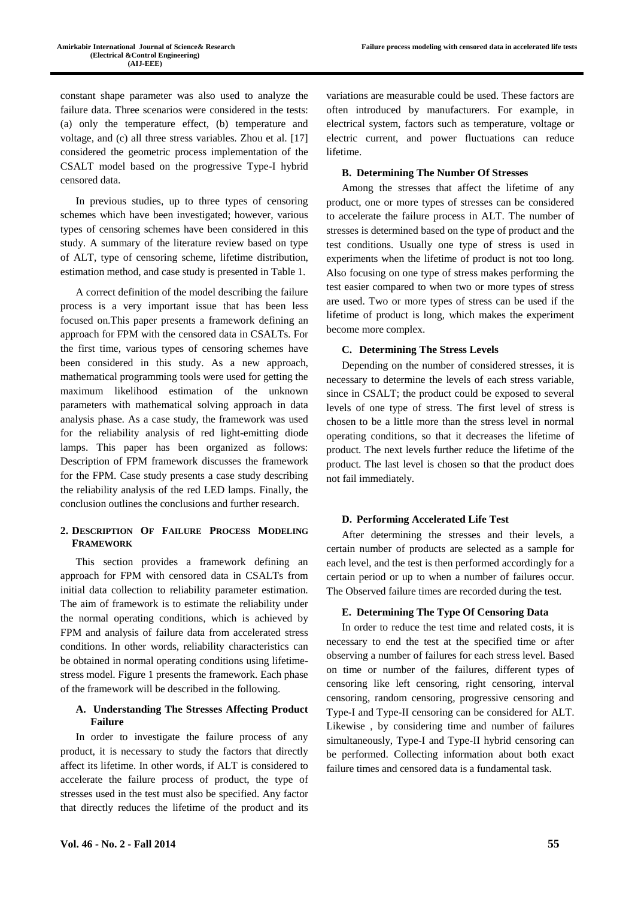constant shape parameter was also used to analyze the failure data. Three scenarios were considered in the tests: (a) only the temperature effect, (b) temperature and voltage, and (c) all three stress variables. Zhou et al. [17] considered the geometric process implementation of the CSALT model based on the progressive Type-I hybrid censored data.

In previous studies, up to three types of censoring schemes which have been investigated; however, various types of censoring schemes have been considered in this study. A summary of the literature review based on type of ALT, type of censoring scheme, lifetime distribution, estimation method, and case study is presented in Table 1.

A correct definition of the model describing the failure process is a very important issue that has been less focused on.This paper presents a framework defining an approach for FPM with the censored data in CSALTs. For the first time, various types of censoring schemes have been considered in this study. As a new approach, mathematical programming tools were used for getting the maximum likelihood estimation of the unknown parameters with mathematical solving approach in data analysis phase. As a case study, the framework was used for the reliability analysis of red light-emitting diode lamps. This paper has been organized as follows: Description of FPM framework discusses the framework for the FPM. Case study presents a case study describing the reliability analysis of the red LED lamps. Finally, the conclusion outlines the conclusions and further research.

## 2. Description Of Failure Process Modeling Framework

This section provides a framework defining an approach for FPM with censored data in CSALTs from initial data collection to reliability parameter estimation. The aim of framework is to estimate the reliability under the normal operating conditions, which is achieved by FPM and analysis of failure data from accelerated stress conditions. In other words, reliability characteristics can be obtained in normal operating conditions using lifetime-stress model. Figure 1 presents the framework. Each phase of the framework will be described in the following.

### A. Understanding The Stresses Affecting Product Failure

In order to investigate the failure process of any product, it is necessary to study the factors that directly affect its lifetime. In other words, if ALT is considered to accelerate the failure process of product, the type of stresses used in the test must also be specified. Any factor that directly reduces the lifetime of the product and its variations are measurable could be used. These factors are often introduced by manufacturers. For example, in electrical system, factors such as temperature, voltage or electric current, and power fluctuations can reduce lifetime.

### B. Determining The Number Of Stresses

Among the stresses that affect the lifetime of any product, one or more types of stresses can be considered to accelerate the failure process in ALT. The number of stresses is determined based on the type of product and the test conditions. Usually one type of stress is used in experiments when the lifetime of product is not too long. Also focusing on one type of stress makes performing the test easier compared to when two or more types of stress are used. Two or more types of stress can be used if the lifetime of product is long, which makes the experiment become more complex.

### C. Determining The Stress Levels

Depending on the number of considered stresses, it is necessary to determine the levels of each stress variable, since in CSALT; the product could be exposed to several levels of one type of stress. The first level of stress is chosen to be a little more than the stress level in normal operating conditions, so that it decreases the lifetime of product. The next levels further reduce the lifetime of the product. The last level is chosen so that the product does not fail immediately.

### D. Performing Accelerated Life Test

After determining the stresses and their levels, a certain number of products are selected as a sample for each level, and the test is then performed accordingly for a certain period or up to when a number of failures occur. The Observed failure times are recorded during the test.

### E. Determining The Type Of Censoring Data

In order to reduce the test time and related costs, it is necessary to end the test at the specified time or after observing a number of failures for each stress level. Based on time or number of the failures, different types of censoring like left censoring, right censoring, interval censoring, random censoring, progressive censoring and Type-I and Type-II censoring can be considered for ALT. Likewise , by considering time and number of failures simultaneously, Type-I and Type-II hybrid censoring can be performed. Collecting information about both exact failure times and censored data is a fundamental task.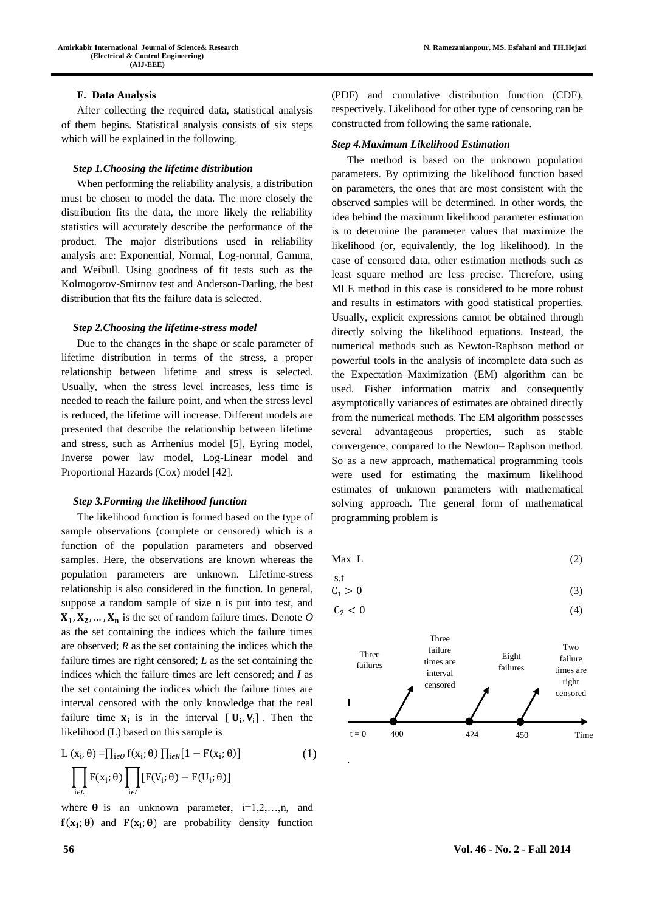### F. Data Analysis

After collecting the required data, statistical analysis of them begins. Statistical analysis consists of six steps which will be explained in the following.

#### *Step 1.Choosing the lifetime distribution*

When performing the reliability analysis, a distribution must be chosen to model the data. The more closely the distribution fits the data, the more likely the reliability statistics will accurately describe the performance of the product. The major distributions used in reliability analysis are: Exponential, Normal, Log-normal, Gamma, and Weibull. Using goodness of fit tests such as the Kolmogorov-Smirnov test and Anderson-Darling, the best distribution that fits the failure data is selected.

#### *Step 2.Choosing the lifetime-stress model*

Due to the changes in the shape or scale parameter of lifetime distribution in terms of the stress, a proper relationship between lifetime and stress is selected. Usually, when the stress level increases, less time is needed to reach the failure point, and when the stress level is reduced, the lifetime will increase. Different models are presented that describe the relationship between lifetime and stress, such as Arrhenius model [5], Eyring model, Inverse power law model, Log-Linear model and Proportional Hazards (Cox) model [42].

#### *Step 3.Forming the likelihood function*

The likelihood function is formed based on the type of sample observations (complete or censored) which is a function of the population parameters and observed samples. Here, the observations are known whereas the population parameters are unknown. Lifetime-stress relationship is also considered in the function. In general, suppose a random sample of size n is put into test, and $\mathbf{X_1}, \mathbf{X_2}, \ldots, \mathbf{X_n}$ is the set of random failure times. Denote *O* as the set containing the indices which the failure times are observed; *R* as the set containing the indices which the failure times are right censored; *L* as the set containing the indices which the failure times are left censored; and *I* as the set containing the indices which the failure times are interval censored with the only knowledge that the real failure time $\mathbf{x_i}$ is in the interval $[\mathbf{U_i}, \mathbf{V_i}]$. Then the likelihood (L) based on this sample is

$$L(x_i, \theta) = \prod_{i \in O} f(x_i; \theta) \prod_{i \in R} [1 - F(x_i; \theta)] \prod_{i \in L} F(x_i; \theta) \prod_{i \in I} [F(V_i; \theta) - F(U_i; \theta)] \quad (1)$$

where $\boldsymbol{\theta}$ is an unknown parameter, $i=1,2,\ldots,n$, and $\mathbf{f}(\mathbf{x_i}; \boldsymbol{\theta})$ and $\mathbf{F}(\mathbf{x_i}; \boldsymbol{\theta})$ are probability density function (PDF) and cumulative distribution function (CDF), respectively. Likelihood for other type of censoring can be constructed from following the same rationale.

#### *Step 4.Maximum Likelihood Estimation*

The method is based on the unknown population parameters. By optimizing the likelihood function based on parameters, the ones that are most consistent with the observed samples will be determined. In other words, the idea behind the maximum likelihood parameter estimation is to determine the parameter values that maximize the likelihood (or, equivalently, the log likelihood). In the case of censored data, other estimation methods such as least square method are less precise. Therefore, using MLE method in this case is considered to be more robust and results in estimators with good statistical properties. Usually, explicit expressions cannot be obtained through directly solving the likelihood equations. Instead, the numerical methods such as Newton-Raphson method or powerful tools in the analysis of incomplete data such as the Expectation–Maximization (EM) algorithm can be used. Fisher information matrix and consequently asymptotically variances of estimates are obtained directly from the numerical methods. The EM algorithm possesses several advantageous properties, such as stable convergence, compared to the Newton– Raphson method. So as a new approach, mathematical programming tools were used for estimating the maximum likelihood estimates of unknown parameters with mathematical solving approach. The general form of mathematical programming problem is

$$\text{Max } L \quad (2)$$

s.t

$$C_1 > 0 \quad (3)$$

$$C_2 < 0 \quad (4)$$

Three failures | Three failure times are interval censored | Eight failures | Two failure times are right censored

t = 0 | 400 | 424 | 450 | Time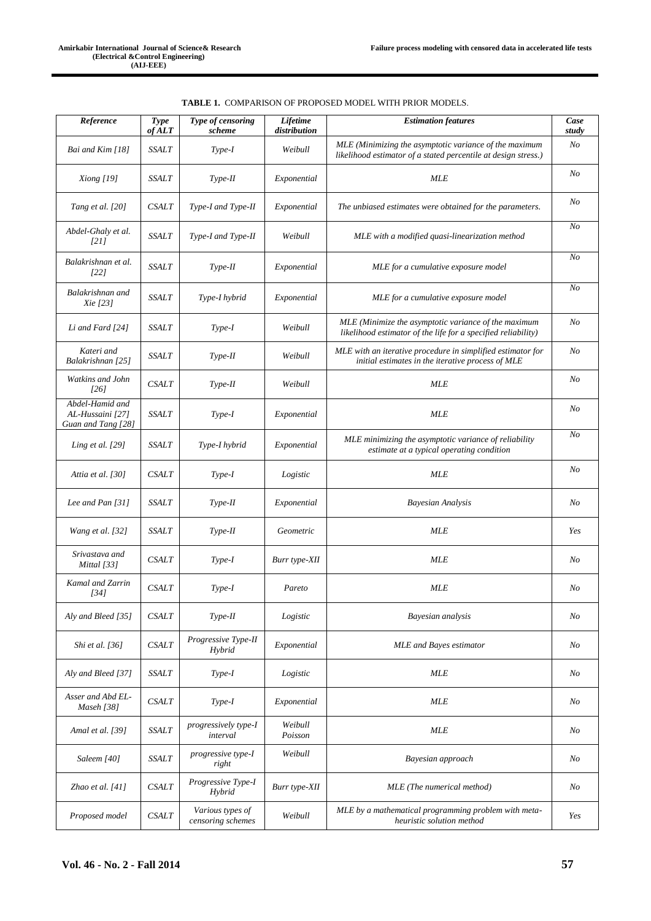**TABLE 1.** COMPARISON OF PROPOSED MODEL WITH PRIOR MODELS.

| *Reference* | *Type of ALT* | *Type of censoring scheme* | *Lifetime distribution* | *Estimation features* | *Case study* |
|---|---|---|---|---|---|
| *Bai and Kim [18]* | *SSALT* | *Type-I* | *Weibull* | *MLE (Minimizing the asymptotic variance of the maximum likelihood estimator of a stated percentile at design stress.)* | *No* |
| *Xiong [19]* | *SSALT* | *Type-II* | *Exponential* | *MLE* | *No* |
| *Tang et al. [20]* | *CSALT* | *Type-I and Type-II* | *Exponential* | *The unbiased estimates were obtained for the parameters.* | *No* |
| *Abdel-Ghaly et al. [21]* | *SSALT* | *Type-I and Type-II* | *Weibull* | *MLE with a modified quasi-linearization method* | *No* |
| *Balakrishnan et al. [22]* | *SSALT* | *Type-II* | *Exponential* | *MLE for a cumulative exposure model* | *No* |
| *Balakrishnan and Xie [23]* | *SSALT* | *Type-I hybrid* | *Exponential* | *MLE for a cumulative exposure model* | *No* |
| *Li and Fard [24]* | *SSALT* | *Type-I* | *Weibull* | *MLE (Minimize the asymptotic variance of the maximum likelihood estimator of the life for a specified reliability)* | *No* |
| *Kateri and Balakrishnan [25]* | *SSALT* | *Type-II* | *Weibull* | *MLE with an iterative procedure in simplified estimator for initial estimates in the iterative process of MLE* | *No* |
| *Watkins and John [26]* | *CSALT* | *Type-II* | *Weibull* | *MLE* | *No* |
| *Abdel-Hamid and AL-Hussaini [27] Guan and Tang [28]* | *SSALT* | *Type-I* | *Exponential* | *MLE* | *No* |
| *Ling et al. [29]* | *SSALT* | *Type-I hybrid* | *Exponential* | *MLE minimizing the asymptotic variance of reliability estimate at a typical operating condition* | *No* |
| *Attia et al. [30]* | *CSALT* | *Type-I* | *Logistic* | *MLE* | *No* |
| *Lee and Pan [31]* | *SSALT* | *Type-II* | *Exponential* | *Bayesian Analysis* | *No* |
| *Wang et al. [32]* | *SSALT* | *Type-II* | *Geometric* | *MLE* | *Yes* |
| *Srivastava and Mittal [33]* | *CSALT* | *Type-I* | *Burr type-XII* | *MLE* | *No* |
| *Kamal and Zarrin [34]* | *CSALT* | *Type-I* | *Pareto* | *MLE* | *No* |
| *Aly and Bleed [35]* | *CSALT* | *Type-II* | *Logistic* | *Bayesian analysis* | *No* |
| *Shi et al. [36]* | *CSALT* | *Progressive Type-II Hybrid* | *Exponential* | *MLE and Bayes estimator* | *No* |
| *Aly and Bleed [37]* | *SSALT* | *Type-I* | *Logistic* | *MLE* | *No* |
| *Asser and Abd EL-Maseh [38]* | *CSALT* | *Type-I* | *Exponential* | *MLE* | *No* |
| *Amal et al. [39]* | *SSALT* | *progressively type-I interval* | *Weibull Poisson* | *MLE* | *No* |
| *Saleem [40]* | *SSALT* | *progressive type-I right* | *Weibull* | *Bayesian approach* | *No* |
| *Zhao et al. [41]* | *CSALT* | *Progressive Type-I Hybrid* | *Burr type-XII* | *MLE (The numerical method)* | *No* |
| *Proposed model* | *CSALT* | *Various types of censoring schemes* | *Weibull* | *MLE by a mathematical programming problem with meta-heuristic solution method* | *Yes* |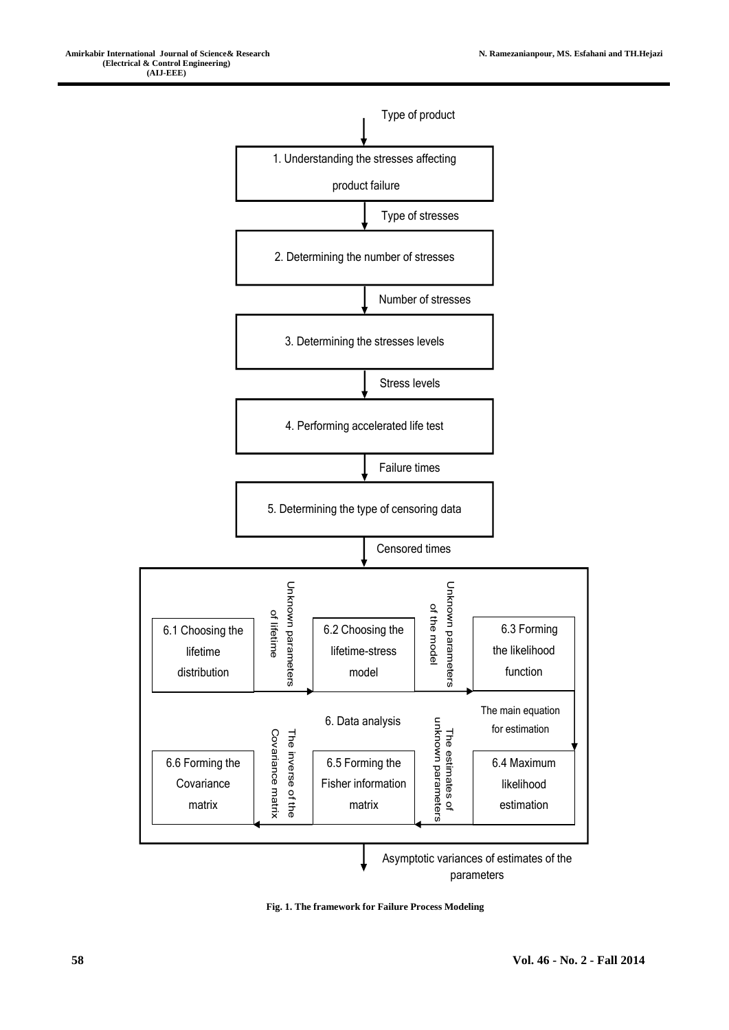Type of product

1. Understanding the stresses affecting product failure

Type of stresses

2. Determining the number of stresses

Number of stresses

3. Determining the stresses levels

Stress levels

4. Performing accelerated life test

Failure times

5. Determining the type of censoring data

Censored times

6. Data analysis

- 6.1 Choosing the lifetime distribution → (Unknown parameters of lifetime) → 6.2 Choosing the lifetime-stress model → (Unknown parameters of the model) → 6.3 Forming the likelihood function → (The main equation for estimation) → 6.4 Maximum likelihood estimation → (The estimates of unknown parameters) → 6.5 Forming the Fisher information matrix → (The inverse of the Covariance matrix) → 6.6 Forming the Covariance matrix

Asymptotic variances of estimates of the parameters

Fig. 1. The framework for Failure Process Modeling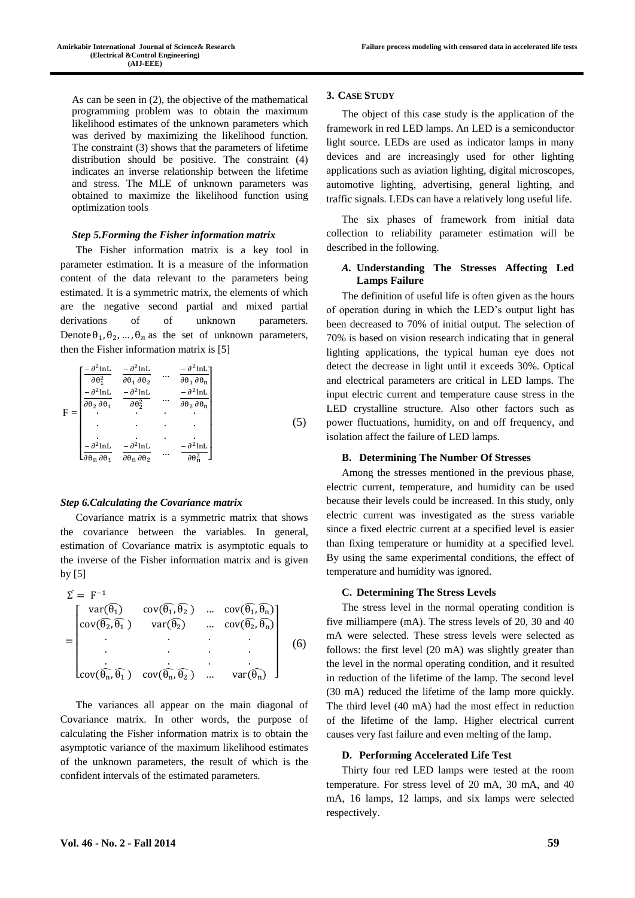As can be seen in (2), the objective of the mathematical programming problem was to obtain the maximum likelihood estimates of the unknown parameters which was derived by maximizing the likelihood function. The constraint (3) shows that the parameters of lifetime distribution should be positive. The constraint (4) indicates an inverse relationship between the lifetime and stress. The MLE of unknown parameters was obtained to maximize the likelihood function using optimization tools

### *Step 5.Forming the Fisher information matrix*

The Fisher information matrix is a key tool in parameter estimation. It is a measure of the information content of the data relevant to the parameters being estimated. It is a symmetric matrix, the elements of which are the negative second partial and mixed partial derivations of of unknown parameters. Denote $\theta_1, \theta_2, \ldots, \theta_n$ as the set of unknown parameters, then the Fisher information matrix is [5]

$$F = \begin{bmatrix} \frac{-\partial^2 \ln L}{\partial \theta_1^2} & \frac{-\partial^2 \ln L}{\partial \theta_1 \partial \theta_2} & \cdots & \frac{-\partial^2 \ln L}{\partial \theta_1 \partial \theta_n} \\ \frac{-\partial^2 \ln L}{\partial \theta_2 \partial \theta_1} & \frac{-\partial^2 \ln L}{\partial \theta_2^2} & \cdots & \frac{-\partial^2 \ln L}{\partial \theta_2 \partial \theta_n} \\ \vdots & \vdots & \ddots & \vdots \\ \frac{-\partial^2 \ln L}{\partial \theta_n \partial \theta_1} & \frac{-\partial^2 \ln L}{\partial \theta_n \partial \theta_2} & \cdots & \frac{-\partial^2 \ln L}{\partial \theta_n^2} \end{bmatrix} \quad (5)$$

### *Step 6.Calculating the Covariance matrix*

Covariance matrix is a symmetric matrix that shows the covariance between the variables. In general, estimation of Covariance matrix is asymptotic equals to the inverse of the Fisher information matrix and is given by [5]

$$\hat{\Sigma} = F^{-1} = \begin{bmatrix} \mathrm{var}(\widehat{\theta_1}) & \mathrm{cov}(\widehat{\theta_1}, \widehat{\theta_2}) & \cdots & \mathrm{cov}(\widehat{\theta_1}, \widehat{\theta_n}) \\ \mathrm{cov}(\widehat{\theta_2}, \widehat{\theta_1}) & \mathrm{var}(\widehat{\theta_2}) & \cdots & \mathrm{cov}(\widehat{\theta_2}, \widehat{\theta_n}) \\ \vdots & \vdots & \ddots & \vdots \\ \mathrm{cov}(\widehat{\theta_n}, \widehat{\theta_1}) & \mathrm{cov}(\widehat{\theta_n}, \widehat{\theta_2}) & \cdots & \mathrm{var}(\widehat{\theta_n}) \end{bmatrix} \quad (6)$$

The variances all appear on the main diagonal of Covariance matrix. In other words, the purpose of calculating the Fisher information matrix is to obtain the asymptotic variance of the maximum likelihood estimates of the unknown parameters, the result of which is the confident intervals of the estimated parameters.

## 3. CASE STUDY

The object of this case study is the application of the framework in red LED lamps. An LED is a semiconductor light source. LEDs are used as indicator lamps in many devices and are increasingly used for other lighting applications such as aviation lighting, digital microscopes, automotive lighting, advertising, general lighting, and traffic signals. LEDs can have a relatively long useful life.

The six phases of framework from initial data collection to reliability parameter estimation will be described in the following.

### *A.* Understanding The Stresses Affecting Led Lamps Failure

The definition of useful life is often given as the hours of operation during in which the LED's output light has been decreased to 70% of initial output. The selection of 70% is based on vision research indicating that in general lighting applications, the typical human eye does not detect the decrease in light until it exceeds 30%. Optical and electrical parameters are critical in LED lamps. The input electric current and temperature cause stress in the LED crystalline structure. Also other factors such as power fluctuations, humidity, on and off frequency, and isolation affect the failure of LED lamps.

### B. Determining The Number Of Stresses

Among the stresses mentioned in the previous phase, electric current, temperature, and humidity can be used because their levels could be increased. In this study, only electric current was investigated as the stress variable since a fixed electric current at a specified level is easier than fixing temperature or humidity at a specified level. By using the same experimental conditions, the effect of temperature and humidity was ignored.

### C. Determining The Stress Levels

The stress level in the normal operating condition is five milliampere (mA). The stress levels of 20, 30 and 40 mA were selected. These stress levels were selected as follows: the first level (20 mA) was slightly greater than the level in the normal operating condition, and it resulted in reduction of the lifetime of the lamp. The second level (30 mA) reduced the lifetime of the lamp more quickly. The third level (40 mA) had the most effect in reduction of the lifetime of the lamp. Higher electrical current causes very fast failure and even melting of the lamp.

### D. Performing Accelerated Life Test

Thirty four red LED lamps were tested at the room temperature. For stress level of 20 mA, 30 mA, and 40 mA, 16 lamps, 12 lamps, and six lamps were selected respectively.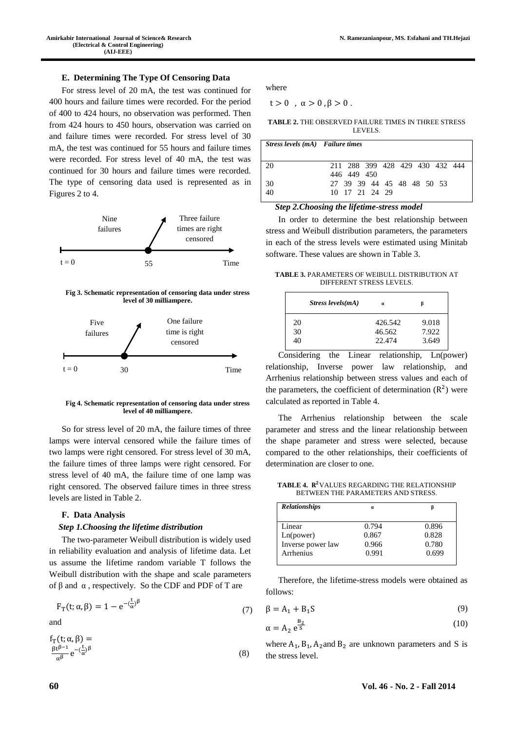#### E. Determining The Type Of Censoring Data

For stress level of 20 mA, the test was continued for 400 hours and failure times were recorded. For the period of 400 to 424 hours, no observation was performed. Then from 424 hours to 450 hours, observation was carried on and failure times were recorded. For stress level of 30 mA, the test was continued for 55 hours and failure times were recorded. For stress level of 40 mA, the test was continued for 30 hours and failure times were recorded. The type of censoring data used is represented as in Figures 2 to 4.

Nine failures

Three failure times are right censored

t = 0 55 Time

**Fig 3. Schematic representation of censoring data under stress level of 30 milliampere.**

Five failures

One failure time is right censored

t = 0 30 Time

**Fig 4. Schematic representation of censoring data under stress level of 40 milliampere.**

So for stress level of 20 mA, the failure times of three lamps were interval censored while the failure times of two lamps were right censored. For stress level of 30 mA, the failure times of three lamps were right censored. For stress level of 40 mA, the failure time of one lamp was right censored. The observed failure times in three stress levels are listed in Table 2.

#### F. Data Analysis

*Step 1.Choosing the lifetime distribution*

The two-parameter Weibull distribution is widely used in reliability evaluation and analysis of lifetime data. Let us assume the lifetime random variable T follows the Weibull distribution with the shape and scale parameters of $\beta$ and $\alpha$, respectively. So the CDF and PDF of T are

$$F_T(t;\alpha,\beta) = 1 - e^{-(\frac{t}{\alpha})^\beta} \tag{7}$$

and

$$f_T(t;\alpha,\beta) = \frac{\beta t^{\beta-1}}{\alpha^\beta} e^{-(\frac{t}{\alpha})^\beta} \tag{8}$$

where

$t > 0$ , $\alpha > 0$ , $\beta > 0$ .

**TABLE 2.** THE OBSERVED FAILURE TIMES IN THREE STRESS LEVELS.

| Stress levels (mA) | Failure times |
|---|---|
| 20 | 211 288 399 428 429 430 432 444 446 449 450 |
| 30 | 27 39 39 44 45 48 48 50 53 |
| 40 | 10 17 21 24 29 |

*Step 2.Choosing the lifetime-stress model*

In order to determine the best relationship between stress and Weibull distribution parameters, the parameters in each of the stress levels were estimated using Minitab software. These values are shown in Table 3.

**TABLE 3.** PARAMETERS OF WEIBULL DISTRIBUTION AT DIFFERENT STRESS LEVELS.

| Stress levels(mA) | α | β |
|---|---|---|
| 20 | 426.542 | 9.018 |
| 30 | 46.562 | 7.922 |
| 40 | 22.474 | 3.649 |

Considering the Linear relationship, Ln(power) relationship, Inverse power law relationship, and Arrhenius relationship between stress values and each of the parameters, the coefficient of determination ($R^2$) were calculated as reported in Table 4.

The Arrhenius relationship between the scale parameter and stress and the linear relationship between the shape parameter and stress were selected, because compared to the other relationships, their coefficients of determination are closer to one.

**TABLE 4.** $R^2$ VALUES REGARDING THE RELATIONSHIP BETWEEN THE PARAMETERS AND STRESS.

| Relationships | α | β |
|---|---|---|
| Linear | 0.794 | 0.896 |
| Ln(power) | 0.867 | 0.828 |
| Inverse power law | 0.966 | 0.780 |
| Arrhenius | 0.991 | 0.699 |

Therefore, the lifetime-stress models were obtained as follows:

$$\beta = A_1 + B_1 S \tag{9}$$

$$\alpha = A_2\, e^{\frac{B_2}{S}} \tag{10}$$

where $A_1$, $B_1$, $A_2$ and $B_2$ are unknown parameters and S is the stress level.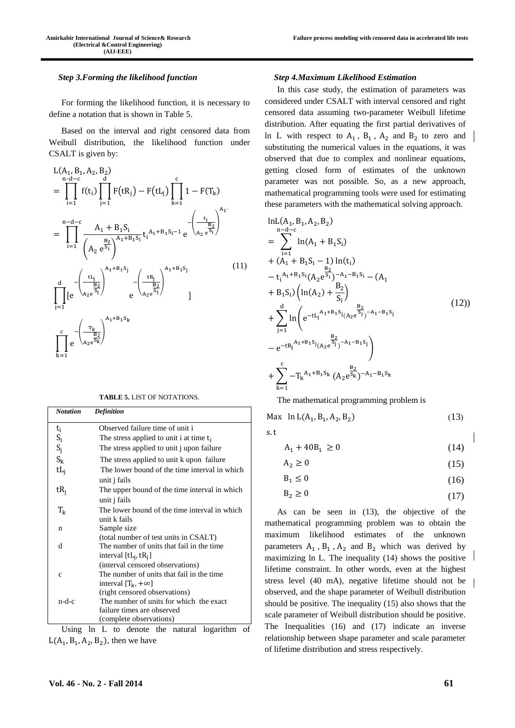### Step 3.Forming the likelihood function

For forming the likelihood function, it is necessary to define a notation that is shown in Table 5.

Based on the interval and right censored data from Weibull distribution, the likelihood function under CSALT is given by:

$$
\begin{aligned}
&L(A_1, B_1, A_2, B_2) \\
&= \prod_{i=1}^{n-d-c} f(t_i) \prod_{j=1}^{d} F(tR_j) - F(tL_j) \prod_{k=1}^{c} 1 - F(T_k) \\
&= \prod_{i=1}^{n-d-c} \frac{A_1 + B_1 S_i}{\left(A_2\, e^{\frac{B_2}{S_i}}\right)^{A_1+B_1 S_i}} t_i^{A_1+B_1 S_i - 1}\, e^{-\left(\frac{t_i}{A_2\, e^{\frac{B_2}{S_i}}}\right)^{A_1 \cdot}} \\
&\prod_{j=1}^{d} \left[ e^{-\left(\frac{tL_j}{A_2 e^{\frac{B_2}{S_j}}}\right)^{A_1+B_1 S_j}} \quad e^{-\left(\frac{tR_j}{A_2 e^{\frac{B_2}{S_j}}}\right)^{A_1+B_1 S_j}} \right] \\
&\prod_{k=1}^{c} e^{-\left(\frac{T_k}{A_2 e^{\frac{B_2}{S_k}}}\right)^{A_1+B_1 S_k}}
\end{aligned}
\qquad (11)
$$

**TABLE 5.** LIST OF NOTATIONS.

| *Notation* | *Definition* |
|---|---|
| $t_i$ | Observed failure time of unit i |
| $S_i$ | The stress applied to unit i at time $t_i$ |
| $S_j$ | The stress applied to unit j upon failure |
| $S_k$ | The stress applied to unit k upon failure |
| $tL_j$ | The lower bound of the time interval in which unit j fails |
| $tR_j$ | The upper bound of the time interval in which unit j fails |
| $T_k$ | The lower bound of the time interval in which unit k fails |
| n | Sample size (total number of test units in CSALT) |
| d | The number of units that fail in the time interval $[tL_j, tR_j]$ (interval censored observations) |
| c | The number of units that fail in the time interval $[T_k, +\infty]$ (right censored observations) |
| n-d-c | The number of units for which the exact failure times are observed (complete observations) |

Using ln L to denote the natural logarithm of $L(A_1, B_1, A_2, B_2)$, then we have

### Step 4.Maximum Likelihood Estimation

In this case study, the estimation of parameters was considered under CSALT with interval censored and right censored data assuming two-parameter Weibull lifetime distribution. After equating the first partial derivatives of ln L with respect to $A_1$, $B_1$, $A_2$ and $B_2$ to zero and substituting the numerical values in the equations, it was observed that due to complex and nonlinear equations, getting closed form of estimates of the unknown parameter was not possible. So, as a new approach, mathematical programming tools were used for estimating these parameters with the mathematical solving approach.

$$
\begin{aligned}
&\ln L(A_1, B_1, A_2, B_2) \\
&= \sum_{i=1}^{n-d-c} \ln(A_1 + B_1 S_i) \\
&+ (A_1 + B_1 S_i - 1)\ln(t_i) \\
&- t_i^{A_1+B_1 S_i}(A_2 e^{\frac{B_2}{S_i}})^{-A_1-B_1 S_i} - (A_1 \\
&+ B_1 S_i)\left(\ln(A_2) + \frac{B_2}{S_i}\right) \\
&+ \sum_{j=1}^{d} \ln\left( e^{-tL_j^{A_1+B_1 S_j}(A_2 e^{\frac{B_2}{S_j}})^{-A_1-B_1 S_j}} \right. \\
&\left. - e^{-tR_j^{A_1+B_1 S_j}(A_2 e^{\frac{B_2}{S_j}})^{-A_1-B_1 S_j}} \right) \\
&+ \sum_{k=1}^{c} -T_k^{A_1+B_1 S_k}(A_2 e^{\frac{B_2}{S_k}})^{-A_1-B_1 S_k}
\end{aligned}
\qquad (12))
$$

The mathematical programming problem is

$$\text{Max} \quad \ln L(A_1, B_1, A_2, B_2) \qquad (13)$$

s.t

$$A_1 + 40B_1 \geq 0 \qquad (14)$$

$$A_2 \geq 0 \qquad (15)$$

$$B_1 \leq 0 \qquad (16)$$

$$B_2 \geq 0 \qquad (17)$$

As can be seen in (13), the objective of the mathematical programming problem was to obtain the maximum likelihood estimates of the unknown parameters $A_1$, $B_1$, $A_2$ and $B_2$ which was derived by maximizing ln L. The inequality (14) shows the positive lifetime constraint. In other words, even at the highest stress level (40 mA), negative lifetime should not be observed, and the shape parameter of Weibull distribution should be positive. The inequality (15) also shows that the scale parameter of Weibull distribution should be positive. The Inequalities (16) and (17) indicate an inverse relationship between shape parameter and scale parameter of lifetime distribution and stress respectively.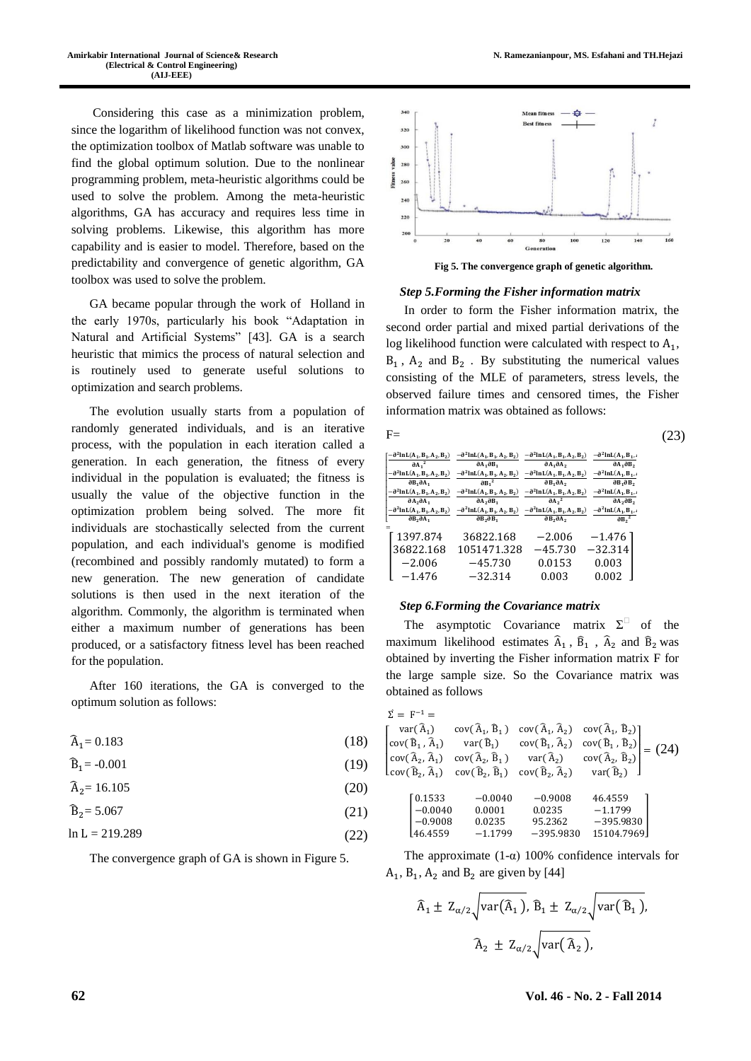Considering this case as a minimization problem, since the logarithm of likelihood function was not convex, the optimization toolbox of Matlab software was unable to find the global optimum solution. Due to the nonlinear programming problem, meta-heuristic algorithms could be used to solve the problem. Among the meta-heuristic algorithms, GA has accuracy and requires less time in solving problems. Likewise, this algorithm has more capability and is easier to model. Therefore, based on the predictability and convergence of genetic algorithm, GA toolbox was used to solve the problem.

GA became popular through the work of Holland in the early 1970s, particularly his book "Adaptation in Natural and Artificial Systems" [43]. GA is a search heuristic that mimics the process of natural selection and is routinely used to generate useful solutions to optimization and search problems.

The evolution usually starts from a population of randomly generated individuals, and is an iterative process, with the population in each iteration called a generation. In each generation, the fitness of every individual in the population is evaluated; the fitness is usually the value of the objective function in the optimization problem being solved. The more fit individuals are stochastically selected from the current population, and each individual's genome is modified (recombined and possibly randomly mutated) to form a new generation. The new generation of candidate solutions is then used in the next iteration of the algorithm. Commonly, the algorithm is terminated when either a maximum number of generations has been produced, or a satisfactory fitness level has been reached for the population.

After 160 iterations, the GA is converged to the optimum solution as follows:

$$\hat{A}_1 = 0.183 \quad (18)$$

$$\hat{B}_1 = -0.001 \quad (19)$$

$$\hat{A}_2 = 16.105 \quad (20)$$

$$\hat{B}_2 = 5.067 \quad (21)$$

$$\ln L = 219.289 \quad (22)$$

The convergence graph of GA is shown in Figure 5.

**Fig 5. The convergence graph of genetic algorithm.**

### *Step 5.Forming the Fisher information matrix*

In order to form the Fisher information matrix, the second order partial and mixed partial derivations of the log likelihood function were calculated with respect to $A_1$, $B_1$, $A_2$ and $B_2$. By substituting the numerical values consisting of the MLE of parameters, stress levels, the observed failure times and censored times, the Fisher information matrix was obtained as follows:

$$F = \begin{bmatrix} \frac{-\partial^2 \ln L(A_1,B_1,A_2,B_2)}{\partial A_1^2} & \frac{-\partial^2 \ln L(A_1,B_1,A_2,B_2)}{\partial A_1 \partial B_1} & \frac{-\partial^2 \ln L(A_1,B_1,A_2,B_2)}{\partial A_1 \partial A_2} & \frac{-\partial^2 \ln L(A_1,B_1,A_2,B_2)}{\partial A_1 \partial B_2} \\ \frac{-\partial^2 \ln L(A_1,B_1,A_2,B_2)}{\partial B_1 \partial A_1} & \frac{-\partial^2 \ln L(A_1,B_1,A_2,B_2)}{\partial B_1^2} & \frac{-\partial^2 \ln L(A_1,B_1,A_2,B_2)}{\partial B_1 \partial A_2} & \frac{-\partial^2 \ln L(A_1,B_1,A_2,B_2)}{\partial B_1 \partial B_2} \\ \frac{-\partial^2 \ln L(A_1,B_1,A_2,B_2)}{\partial A_2 \partial A_1} & \frac{-\partial^2 \ln L(A_1,B_1,A_2,B_2)}{\partial A_2 \partial B_1} & \frac{-\partial^2 \ln L(A_1,B_1,A_2,B_2)}{\partial A_2^2} & \frac{-\partial^2 \ln L(A_1,B_1,A_2,B_2)}{\partial A_2 \partial B_2} \\ \frac{-\partial^2 \ln L(A_1,B_1,A_2,B_2)}{\partial B_2 \partial A_1} & \frac{-\partial^2 \ln L(A_1,B_1,A_2,B_2)}{\partial B_2 \partial B_1} & \frac{-\partial^2 \ln L(A_1,B_1,A_2,B_2)}{\partial B_2 \partial A_2} & \frac{-\partial^2 \ln L(A_1,B_1,A_2,B_2)}{\partial B_2^2} \end{bmatrix} = \begin{bmatrix} 1397.874 & 36822.168 & -2.006 & -1.476 \\ 36822.168 & 1051471.328 & -45.730 & -32.314 \\ -2.006 & -45.730 & 0.0153 & 0.003 \\ -1.476 & -32.314 & 0.003 & 0.002 \end{bmatrix} \quad (23)$$

### *Step 6.Forming the Covariance matrix*

The asymptotic Covariance matrix $\Sigma$ of the maximum likelihood estimates $\hat{A}_1$, $\hat{B}_1$, $\hat{A}_2$ and $\hat{B}_2$ was obtained by inverting the Fisher information matrix F for the large sample size. So the Covariance matrix was obtained as follows

$$\Sigma = F^{-1} = \begin{bmatrix} \mathrm{var}(\hat{A}_1) & \mathrm{cov}(\hat{A}_1, \hat{B}_1) & \mathrm{cov}(\hat{A}_1, \hat{A}_2) & \mathrm{cov}(\hat{A}_1, \hat{B}_2) \\ \mathrm{cov}(\hat{B}_1, \hat{A}_1) & \mathrm{var}(\hat{B}_1) & \mathrm{cov}(\hat{B}_1, \hat{A}_2) & \mathrm{cov}(\hat{B}_1, \hat{B}_2) \\ \mathrm{cov}(\hat{A}_2, \hat{A}_1) & \mathrm{cov}(\hat{A}_2, \hat{B}_1) & \mathrm{var}(\hat{A}_2) & \mathrm{cov}(\hat{A}_2, \hat{B}_2) \\ \mathrm{cov}(\hat{B}_2, \hat{A}_1) & \mathrm{cov}(\hat{B}_2, \hat{B}_1) & \mathrm{cov}(\hat{B}_2, \hat{A}_2) & \mathrm{var}(\hat{B}_2) \end{bmatrix} = \quad (24)$$

$$\begin{bmatrix} 0.1533 & -0.0040 & -0.9008 & 46.4559 \\ -0.0040 & 0.0001 & 0.0235 & -1.1799 \\ -0.9008 & 0.0235 & 95.2362 & -395.9830 \\ 46.4559 & -1.1799 & -395.9830 & 15104.7969 \end{bmatrix}$$

The approximate (1-α) 100% confidence intervals for $A_1$, $B_1$, $A_2$ and $B_2$ are given by [44]

$$\hat{A}_1 \pm Z_{\alpha/2}\sqrt{\mathrm{var}(\hat{A}_1)},\ \hat{B}_1 \pm Z_{\alpha/2}\sqrt{\mathrm{var}(\hat{B}_1)},$$

$$\hat{A}_2 \pm Z_{\alpha/2}\sqrt{\mathrm{var}(\hat{A}_2)},$$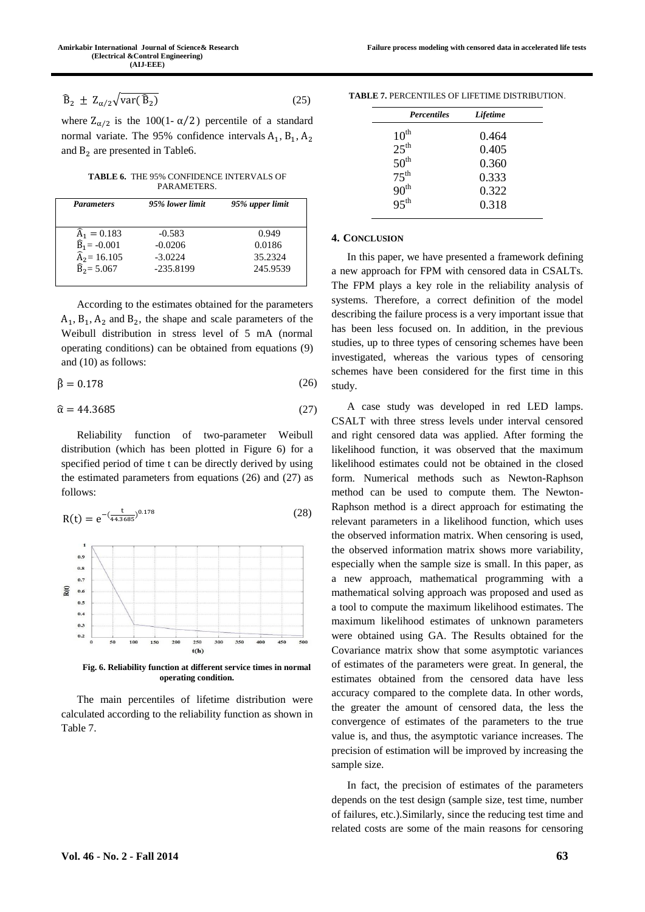$$\hat{B}_2 \pm Z_{\alpha/2}\sqrt{\text{var}(\hat{B}_2)} \tag{25}$$

where $Z_{\alpha/2}$ is the 100(1- $\alpha/2$) percentile of a standard normal variate. The 95% confidence intervals $A_1$, $B_1$, $A_2$ and $B_2$ are presented in Table6.

**TABLE 6.** THE 95% CONFIDENCE INTERVALS OF PARAMETERS.

| *Parameters* | *95% lower limit* | *95% upper limit* |
|---|---|---|
| $\hat{A}_1 = 0.183$ | -0.583 | 0.949 |
| $\hat{B}_1 = -0.001$ | -0.0206 | 0.0186 |
| $\hat{A}_2 = 16.105$ | -3.0224 | 35.2324 |
| $\hat{B}_2 = 5.067$ | -235.8199 | 245.9539 |

According to the estimates obtained for the parameters $A_1$, $B_1$, $A_2$ and $B_2$, the shape and scale parameters of the Weibull distribution in stress level of 5 mA (normal operating conditions) can be obtained from equations (9) and (10) as follows:

$$\hat{\beta} = 0.178 \tag{26}$$

$$\hat{\alpha} = 44.3685 \tag{27}$$

Reliability function of two-parameter Weibull distribution (which has been plotted in Figure 6) for a specified period of time t can be directly derived by using the estimated parameters from equations (26) and (27) as follows:

$$R(t) = e^{-\left(\frac{t}{44.3685}\right)^{0.178}} \tag{28}$$

**Fig. 6. Reliability function at different service times in normal operating condition.**

The main percentiles of lifetime distribution were calculated according to the reliability function as shown in Table 7.

**TABLE 7.** PERCENTILES OF LIFETIME DISTRIBUTION.

| *Percentiles* | *Lifetime* |
|---|---|
| $10^{th}$ | 0.464 |
| $25^{th}$ | 0.405 |
| $50^{th}$ | 0.360 |
| $75^{th}$ | 0.333 |
| $90^{th}$ | 0.322 |
| $95^{th}$ | 0.318 |

## 4. Conclusion

In this paper, we have presented a framework defining a new approach for FPM with censored data in CSALTs. The FPM plays a key role in the reliability analysis of systems. Therefore, a correct definition of the model describing the failure process is a very important issue that has been less focused on. In addition, in the previous studies, up to three types of censoring schemes have been investigated, whereas the various types of censoring schemes have been considered for the first time in this study.

A case study was developed in red LED lamps. CSALT with three stress levels under interval censored and right censored data was applied. After forming the likelihood function, it was observed that the maximum likelihood estimates could not be obtained in the closed form. Numerical methods such as Newton-Raphson method can be used to compute them. The Newton-Raphson method is a direct approach for estimating the relevant parameters in a likelihood function, which uses the observed information matrix. When censoring is used, the observed information matrix shows more variability, especially when the sample size is small. In this paper, as a new approach, mathematical programming with a mathematical solving approach was proposed and used as a tool to compute the maximum likelihood estimates. The maximum likelihood estimates of unknown parameters were obtained using GA. The Results obtained for the Covariance matrix show that some asymptotic variances of estimates of the parameters were great. In general, the estimates obtained from the censored data have less accuracy compared to the complete data. In other words, the greater the amount of censored data, the less the convergence of estimates of the parameters to the true value is, and thus, the asymptotic variance increases. The precision of estimation will be improved by increasing the sample size.

In fact, the precision of estimates of the parameters depends on the test design (sample size, test time, number of failures, etc.).Similarly, since the reducing test time and related costs are some of the main reasons for censoring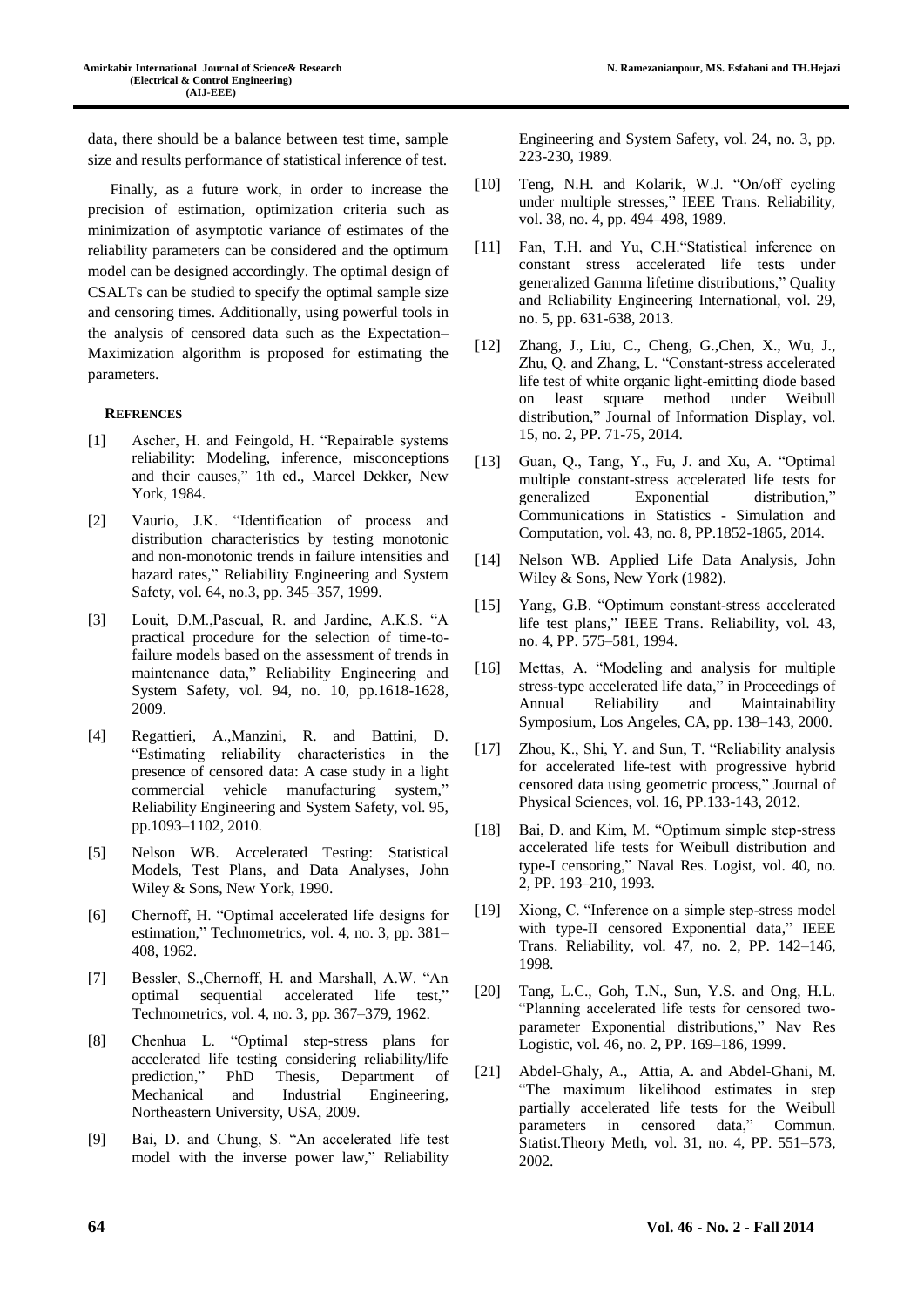data, there should be a balance between test time, sample size and results performance of statistical inference of test.

Finally, as a future work, in order to increase the precision of estimation, optimization criteria such as minimization of asymptotic variance of estimates of the reliability parameters can be considered and the optimum model can be designed accordingly. The optimal design of CSALTs can be studied to specify the optimal sample size and censoring times. Additionally, using powerful tools in the analysis of censored data such as the Expectation–Maximization algorithm is proposed for estimating the parameters.

## REFRENCES

[1] Ascher, H. and Feingold, H. "Repairable systems reliability: Modeling, inference, misconceptions and their causes," 1th ed., Marcel Dekker, New York, 1984.

[2] Vaurio, J.K. "Identification of process and distribution characteristics by testing monotonic and non-monotonic trends in failure intensities and hazard rates," Reliability Engineering and System Safety, vol. 64, no.3, pp. 345–357, 1999.

[3] Louit, D.M.,Pascual, R. and Jardine, A.K.S. "A practical procedure for the selection of time-to-failure models based on the assessment of trends in maintenance data," Reliability Engineering and System Safety, vol. 94, no. 10, pp.1618-1628, 2009.

[4] Regattieri, A.,Manzini, R. and Battini, D. "Estimating reliability characteristics in the presence of censored data: A case study in a light commercial vehicle manufacturing system," Reliability Engineering and System Safety, vol. 95, pp.1093–1102, 2010.

[5] Nelson WB. Accelerated Testing: Statistical Models, Test Plans, and Data Analyses, John Wiley & Sons, New York, 1990.

[6] Chernoff, H. "Optimal accelerated life designs for estimation," Technometrics, vol. 4, no. 3, pp. 381–408, 1962.

[7] Bessler, S.,Chernoff, H. and Marshall, A.W. "An optimal sequential accelerated life test," Technometrics, vol. 4, no. 3, pp. 367–379, 1962.

[8] Chenhua L. "Optimal step-stress plans for accelerated life testing considering reliability/life prediction," PhD Thesis, Department of Mechanical and Industrial Engineering, Northeastern University, USA, 2009.

[9] Bai, D. and Chung, S. "An accelerated life test model with the inverse power law," Reliability Engineering and System Safety, vol. 24, no. 3, pp. 223-230, 1989.

[10] Teng, N.H. and Kolarik, W.J. "On/off cycling under multiple stresses," IEEE Trans. Reliability, vol. 38, no. 4, pp. 494–498, 1989.

[11] Fan, T.H. and Yu, C.H."Statistical inference on constant stress accelerated life tests under generalized Gamma lifetime distributions," Quality and Reliability Engineering International, vol. 29, no. 5, pp. 631-638, 2013.

[12] Zhang, J., Liu, C., Cheng, G.,Chen, X., Wu, J., Zhu, Q. and Zhang, L. "Constant-stress accelerated life test of white organic light-emitting diode based on least square method under Weibull distribution," Journal of Information Display, vol. 15, no. 2, PP. 71-75, 2014.

[13] Guan, Q., Tang, Y., Fu, J. and Xu, A. "Optimal multiple constant-stress accelerated life tests for generalized Exponential distribution," Communications in Statistics - Simulation and Computation, vol. 43, no. 8, PP.1852-1865, 2014.

[14] Nelson WB. Applied Life Data Analysis, John Wiley & Sons, New York (1982).

[15] Yang, G.B. "Optimum constant-stress accelerated life test plans," IEEE Trans. Reliability, vol. 43, no. 4, PP. 575–581, 1994.

[16] Mettas, A. "Modeling and analysis for multiple stress-type accelerated life data," in Proceedings of Annual Reliability and Maintainability Symposium, Los Angeles, CA, pp. 138–143, 2000.

[17] Zhou, K., Shi, Y. and Sun, T. "Reliability analysis for accelerated life-test with progressive hybrid censored data using geometric process," Journal of Physical Sciences, vol. 16, PP.133-143, 2012.

[18] Bai, D. and Kim, M. "Optimum simple step-stress accelerated life tests for Weibull distribution and type-I censoring," Naval Res. Logist, vol. 40, no. 2, PP. 193–210, 1993.

[19] Xiong, C. "Inference on a simple step-stress model with type-II censored Exponential data," IEEE Trans. Reliability, vol. 47, no. 2, PP. 142–146, 1998.

[20] Tang, L.C., Goh, T.N., Sun, Y.S. and Ong, H.L. "Planning accelerated life tests for censored two-parameter Exponential distributions," Nav Res Logistic, vol. 46, no. 2, PP. 169–186, 1999.

[21] Abdel-Ghaly, A., Attia, A. and Abdel-Ghani, M. "The maximum likelihood estimates in step partially accelerated life tests for the Weibull parameters in censored data," Commun. Statist.Theory Meth, vol. 31, no. 4, PP. 551–573, 2002.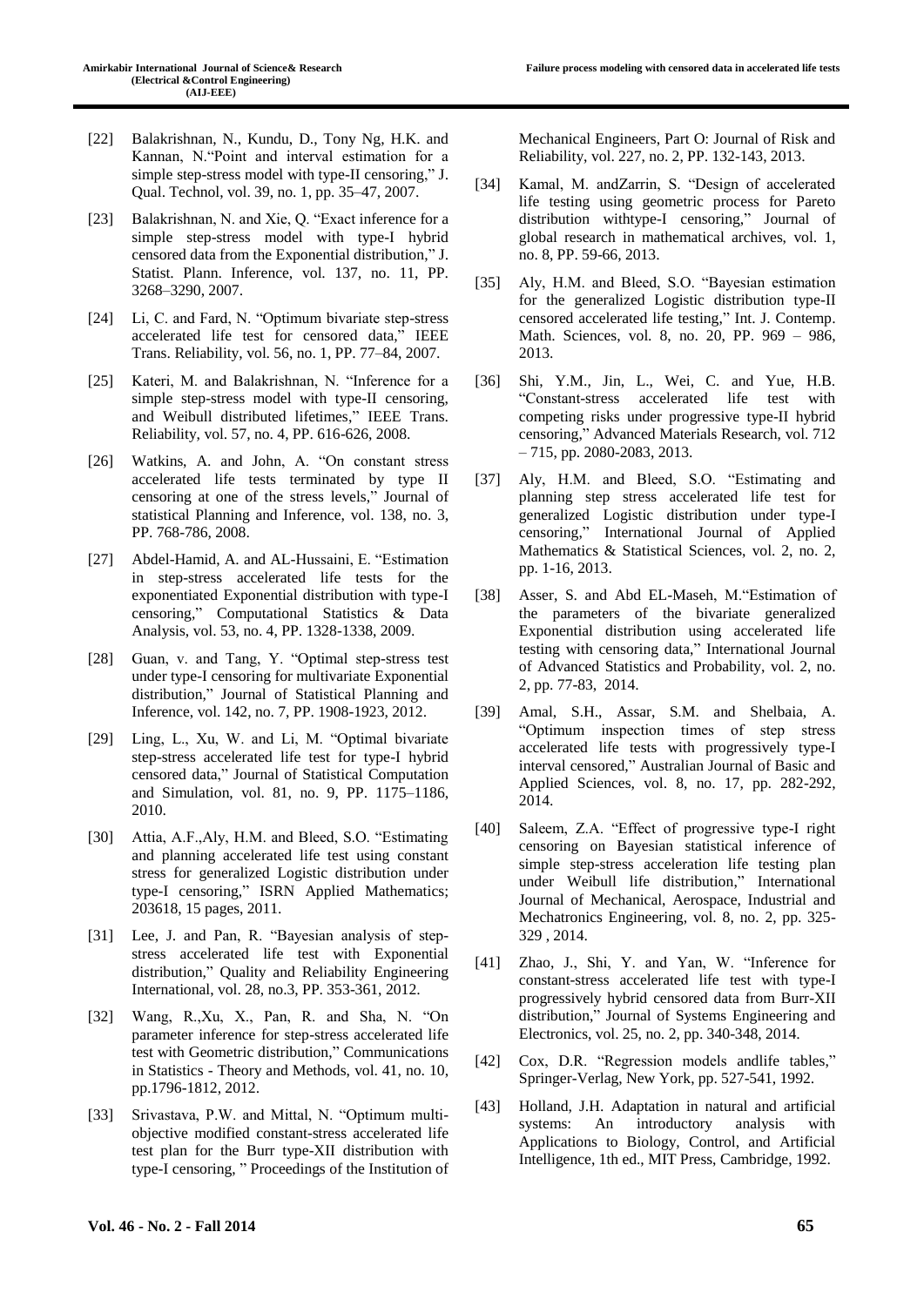[22] Balakrishnan, N., Kundu, D., Tony Ng, H.K. and Kannan, N."Point and interval estimation for a simple step-stress model with type-II censoring," J. Qual. Technol, vol. 39, no. 1, pp. 35–47, 2007.

[23] Balakrishnan, N. and Xie, Q. "Exact inference for a simple step-stress model with type-I hybrid censored data from the Exponential distribution," J. Statist. Plann. Inference, vol. 137, no. 11, PP. 3268–3290, 2007.

[24] Li, C. and Fard, N. "Optimum bivariate step-stress accelerated life test for censored data," IEEE Trans. Reliability, vol. 56, no. 1, PP. 77–84, 2007.

[25] Kateri, M. and Balakrishnan, N. "Inference for a simple step-stress model with type-II censoring, and Weibull distributed lifetimes," IEEE Trans. Reliability, vol. 57, no. 4, PP. 616-626, 2008.

[26] Watkins, A. and John, A. "On constant stress accelerated life tests terminated by type II censoring at one of the stress levels," Journal of statistical Planning and Inference, vol. 138, no. 3, PP. 768-786, 2008.

[27] Abdel-Hamid, A. and AL-Hussaini, E. "Estimation in step-stress accelerated life tests for the exponentiated Exponential distribution with type-I censoring," Computational Statistics & Data Analysis, vol. 53, no. 4, PP. 1328-1338, 2009.

[28] Guan, v. and Tang, Y. "Optimal step-stress test under type-I censoring for multivariate Exponential distribution," Journal of Statistical Planning and Inference, vol. 142, no. 7, PP. 1908-1923, 2012.

[29] Ling, L., Xu, W. and Li, M. "Optimal bivariate step-stress accelerated life test for type-I hybrid censored data," Journal of Statistical Computation and Simulation, vol. 81, no. 9, PP. 1175–1186, 2010.

[30] Attia, A.F.,Aly, H.M. and Bleed, S.O. "Estimating and planning accelerated life test using constant stress for generalized Logistic distribution under type-I censoring," ISRN Applied Mathematics; 203618, 15 pages, 2011.

[31] Lee, J. and Pan, R. "Bayesian analysis of step-stress accelerated life test with Exponential distribution," Quality and Reliability Engineering International, vol. 28, no.3, PP. 353-361, 2012.

[32] Wang, R.,Xu, X., Pan, R. and Sha, N. "On parameter inference for step-stress accelerated life test with Geometric distribution," Communications in Statistics - Theory and Methods, vol. 41, no. 10, pp.1796-1812, 2012.

[33] Srivastava, P.W. and Mittal, N. "Optimum multi-objective modified constant-stress accelerated life test plan for the Burr type-XII distribution with type-I censoring, " Proceedings of the Institution of Mechanical Engineers, Part O: Journal of Risk and Reliability, vol. 227, no. 2, PP. 132-143, 2013.

[34] Kamal, M. andZarrin, S. "Design of accelerated life testing using geometric process for Pareto distribution withtype-I censoring," Journal of global research in mathematical archives, vol. 1, no. 8, PP. 59-66, 2013.

[35] Aly, H.M. and Bleed, S.O. "Bayesian estimation for the generalized Logistic distribution type-II censored accelerated life testing," Int. J. Contemp. Math. Sciences, vol. 8, no. 20, PP. 969 – 986, 2013.

[36] Shi, Y.M., Jin, L., Wei, C. and Yue, H.B. "Constant-stress accelerated life test with competing risks under progressive type-II hybrid censoring," Advanced Materials Research, vol. 712 – 715, pp. 2080-2083, 2013.

[37] Aly, H.M. and Bleed, S.O. "Estimating and planning step stress accelerated life test for generalized Logistic distribution under type-I censoring," International Journal of Applied Mathematics & Statistical Sciences, vol. 2, no. 2, pp. 1-16, 2013.

[38] Asser, S. and Abd EL-Maseh, M."Estimation of the parameters of the bivariate generalized Exponential distribution using accelerated life testing with censoring data," International Journal of Advanced Statistics and Probability, vol. 2, no. 2, pp. 77-83, 2014.

[39] Amal, S.H., Assar, S.M. and Shelbaia, A. "Optimum inspection times of step stress accelerated life tests with progressively type-I interval censored," Australian Journal of Basic and Applied Sciences, vol. 8, no. 17, pp. 282-292, 2014.

[40] Saleem, Z.A. "Effect of progressive type-I right censoring on Bayesian statistical inference of simple step-stress acceleration life testing plan under Weibull life distribution," International Journal of Mechanical, Aerospace, Industrial and Mechatronics Engineering, vol. 8, no. 2, pp. 325-329 , 2014.

[41] Zhao, J., Shi, Y. and Yan, W. "Inference for constant-stress accelerated life test with type-I progressively hybrid censored data from Burr-XII distribution," Journal of Systems Engineering and Electronics, vol. 25, no. 2, pp. 340-348, 2014.

[42] Cox, D.R. "Regression models andlife tables," Springer-Verlag, New York, pp. 527-541, 1992.

[43] Holland, J.H. Adaptation in natural and artificial systems: An introductory analysis with Applications to Biology, Control, and Artificial Intelligence, 1th ed., MIT Press, Cambridge, 1992.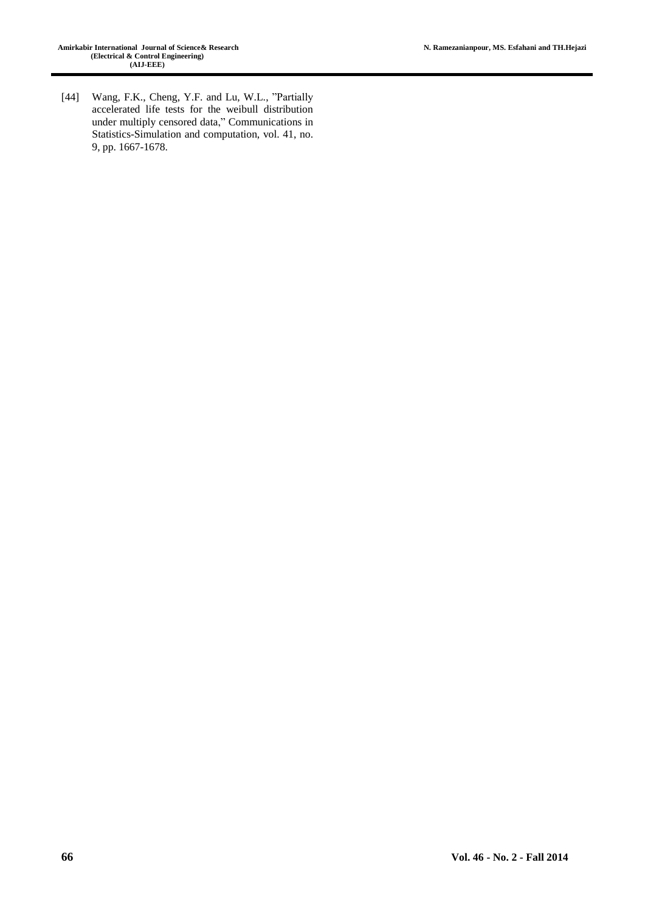[44] Wang, F.K., Cheng, Y.F. and Lu, W.L., "Partially accelerated life tests for the weibull distribution under multiply censored data," Communications in Statistics-Simulation and computation, vol. 41, no. 9, pp. 1667-1678.